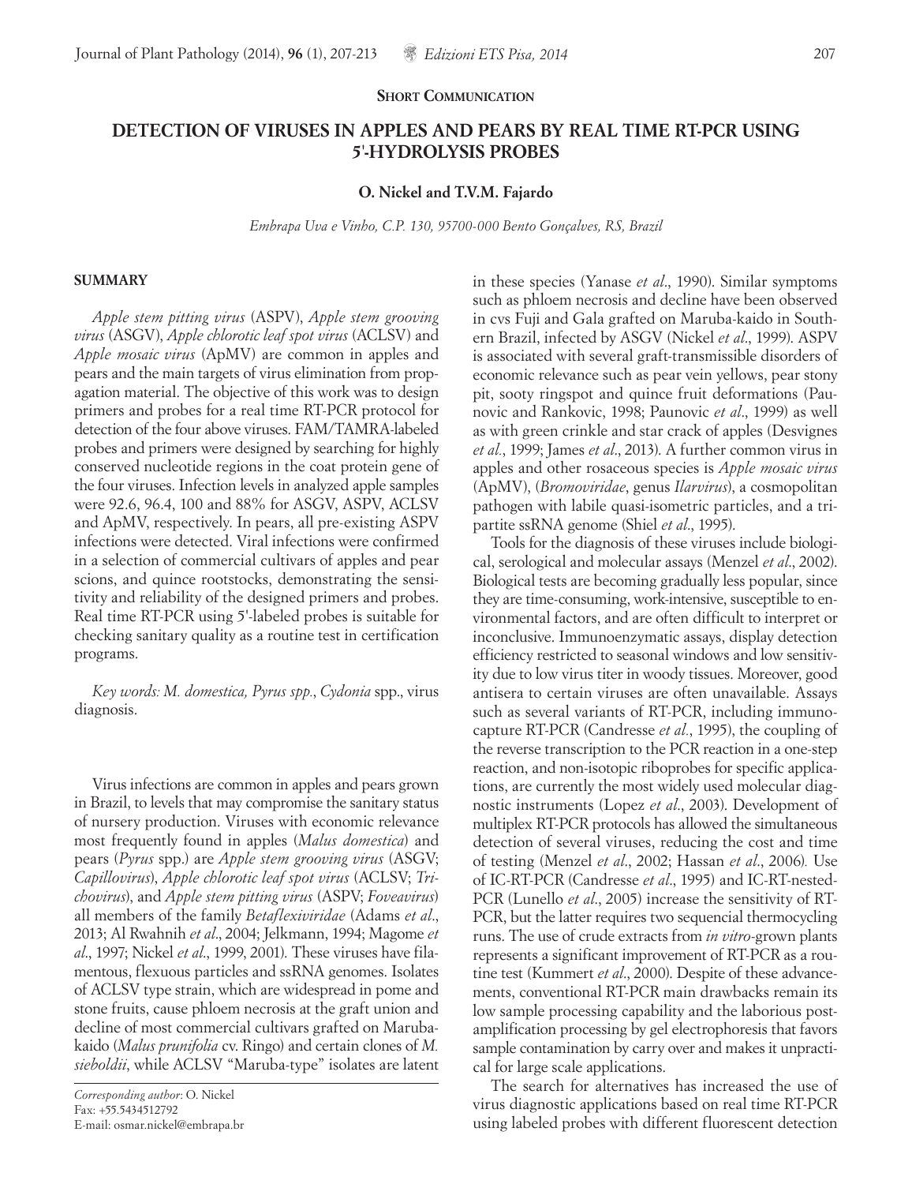**Short Communication**

# DETECTION OF VIRUSES IN APPLES AND PEARS BY REAL TIME RT-PCR USING 5'-HYDROLYSIS PROBES

**O. Nickel and T.V.M. Fajardo**

*Embrapa Uva e Vinho, C.P. 130, 95700-000 Bento Gonçalves, RS, Brazil*

## SUMMARY

*Apple stem pitting virus* (ASPV), *Apple stem grooving virus* (ASGV), *Apple chlorotic leaf spot virus* (ACLSV) and *Apple mosaic virus* (ApMV) are common in apples and pears and the main targets of virus elimination from propagation material. The objective of this work was to design primers and probes for a real time RT-PCR protocol for detection of the four above viruses. FAM/TAMRA-labeled probes and primers were designed by searching for highly conserved nucleotide regions in the coat protein gene of the four viruses. Infection levels in analyzed apple samples were 92.6, 96.4, 100 and 88% for ASGV, ASPV, ACLSV and ApMV, respectively. In pears, all pre-existing ASPV infections were detected. Viral infections were confirmed in a selection of commercial cultivars of apples and pear scions, and quince rootstocks, demonstrating the sensitivity and reliability of the designed primers and probes. Real time RT-PCR using 5'-labeled probes is suitable for checking sanitary quality as a routine test in certification programs.

*Key words: M. domestica, Pyrus spp.*, *Cydonia* spp., virus diagnosis.

Virus infections are common in apples and pears grown in Brazil, to levels that may compromise the sanitary status of nursery production. Viruses with economic relevance most frequently found in apples (*Malus domestica*) and pears (*Pyrus* spp.) are *Apple stem grooving virus* (ASGV; *Capillovirus*), *Apple chlorotic leaf spot virus* (ACLSV; *Trichovirus*), and *Apple stem pitting virus* (ASPV; *Foveavirus*) all members of the family *Betaflexiviridae* (Adams *et al*., 2013; Al Rwahnih *et al*., 2004; Jelkmann, 1994; Magome *et al*., 1997; Nickel *et al*., 1999, 2001). These viruses have filamentous, flexuous particles and ssRNA genomes. Isolates of ACLSV type strain, which are widespread in pome and stone fruits, cause phloem necrosis at the graft union and decline of most commercial cultivars grafted on Marubakaido (*Malus prunifolia* cv. Ringo) and certain clones of *M. sieboldii*, while ACLSV "Maruba-type" isolates are latent in these species (Yanase *et al*., 1990). Similar symptoms such as phloem necrosis and decline have been observed in cvs Fuji and Gala grafted on Maruba-kaido in Southern Brazil, infected by ASGV (Nickel *et al*., 1999). ASPV is associated with several graft-transmissible disorders of economic relevance such as pear vein yellows, pear stony pit, sooty ringspot and quince fruit deformations (Paunovic and Rankovic, 1998; Paunovic *et al*., 1999) as well as with green crinkle and star crack of apples (Desvignes *et al*., 1999; James *et al*., 2013). A further common virus in apples and other rosaceous species is *Apple mosaic virus* (ApMV), (*Bromoviridae*, genus *Ilarvirus*), a cosmopolitan pathogen with labile quasi-isometric particles, and a tripartite ssRNA genome (Shiel *et al*., 1995).

Tools for the diagnosis of these viruses include biological, serological and molecular assays (Menzel *et al*., 2002). Biological tests are becoming gradually less popular, since they are time-consuming, work-intensive, susceptible to environmental factors, and are often difficult to interpret or inconclusive. Immunoenzymatic assays, display detection efficiency restricted to seasonal windows and low sensitivity due to low virus titer in woody tissues. Moreover, good antisera to certain viruses are often unavailable. Assays such as several variants of RT-PCR, including immunocapture RT-PCR (Candresse *et al*., 1995), the coupling of the reverse transcription to the PCR reaction in a one-step reaction, and non-isotopic riboprobes for specific applications, are currently the most widely used molecular diagnostic instruments (Lopez *et al*., 2003). Development of multiplex RT-PCR protocols has allowed the simultaneous detection of several viruses, reducing the cost and time of testing (Menzel *et al*., 2002; Hassan *et al*., 2006). Use of IC-RT-PCR (Candresse *et al*., 1995) and IC-RT-nested-PCR (Lunello *et al*., 2005) increase the sensitivity of RT-PCR, but the latter requires two sequencial thermocycling runs. The use of crude extracts from *in vitro*-grown plants represents a significant improvement of RT-PCR as a routine test (Kummert *et al*., 2000). Despite of these advancements, conventional RT-PCR main drawbacks remain its low sample processing capability and the laborious post-amplification processing by gel electrophoresis that favors sample contamination by carry over and makes it unpractical for large scale applications.

The search for alternatives has increased the use of virus diagnostic applications based on real time RT-PCR using labeled probes with different fluorescent detection

*Corresponding author*: O. Nickel
Fax: +55.5434512792
E-mail: osmar.nickel@embrapa.br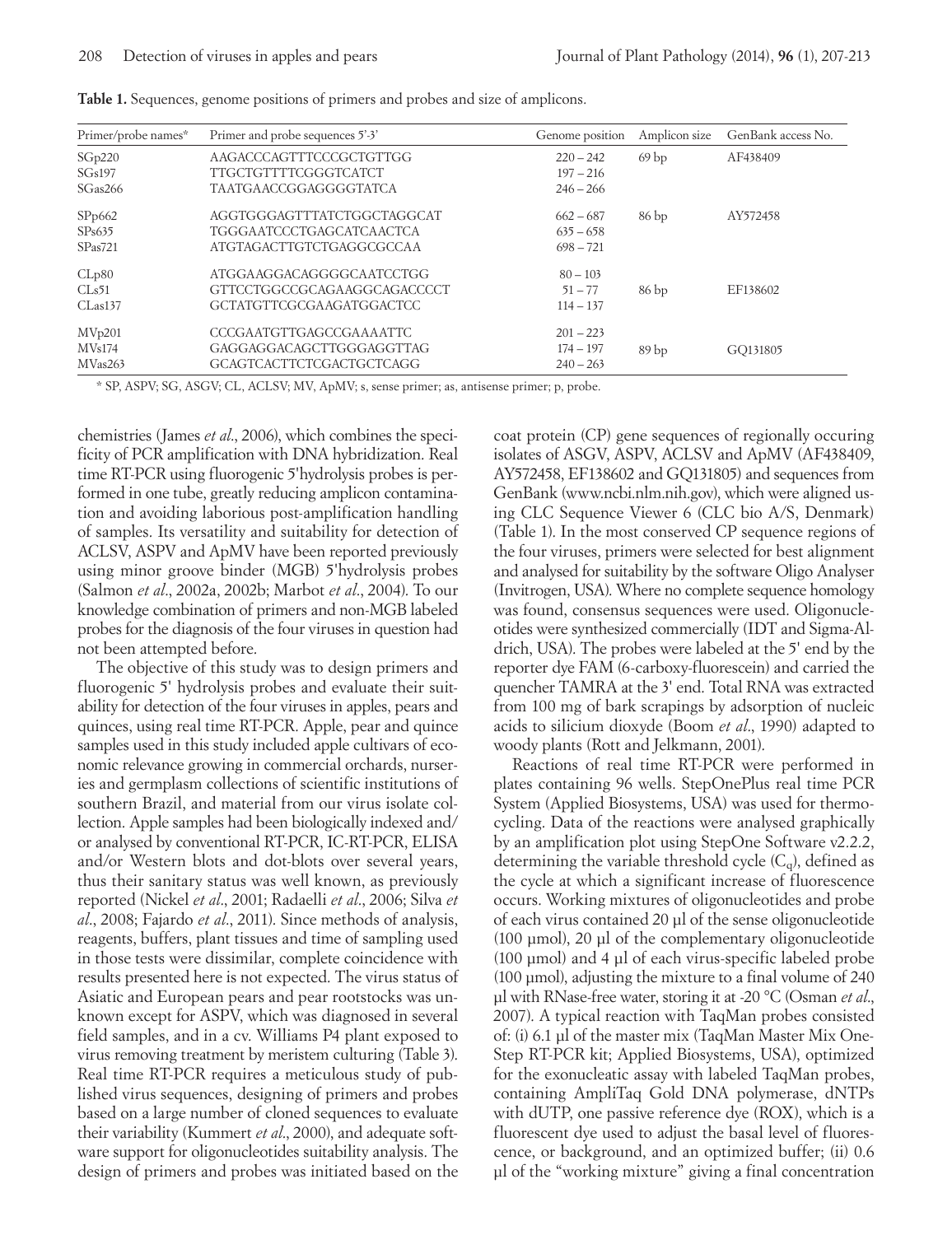**Table 1.** Sequences, genome positions of primers and probes and size of amplicons.

| Primer/probe names* | Primer and probe sequences 5'-3' | Genome position | Amplicon size | GenBank access No. |
|---|---|---|---|---|
| SGp220 | AAGACCCAGTTTCCCGCTGTTGG | 220 – 242 | 69 bp | AF438409 |
| SGs197 | TTGCTGTTTTCGGGTCATCT | 197 – 216 | | |
| SGas266 | TAATGAACCGGAGGGGTATCA | 246 – 266 | | |
| SPp662 | AGGTGGGAGTTTATCTGGCTAGGCAT | 662 – 687 | 86 bp | AY572458 |
| SPs635 | TGGGAATCCCTGAGCATCAACTCA | 635 – 658 | | |
| SPas721 | ATGTAGACTTGTCTGAGGCGCCAA | 698 – 721 | | |
| CLp80 | ATGGAAGGACAGGGGCAATCCTGG | 80 – 103 | | |
| CLs51 | GTTCCTGGCCGCAGAAGGCAGACCCCT | 51 – 77 | 86 bp | EF138602 |
| CLas137 | GCTATGTTCGCGAAGATGGACTCC | 114 – 137 | | |
| MVp201 | CCCGAATGTTGAGCCGAAAATTC | 201 – 223 | | |
| MVs174 | GAGGAGGACAGCTTGGGAGGTTAG | 174 – 197 | 89 bp | GQ131805 |
| MVas263 | GCAGTCACTTCTCGACTGCTCAGG | 240 – 263 | | |

\* SP, ASPV; SG, ASGV; CL, ACLSV; MV, ApMV; s, sense primer; as, antisense primer; p, probe.

chemistries (James *et al*., 2006), which combines the specificity of PCR amplification with DNA hybridization. Real time RT-PCR using fluorogenic 5'hydrolysis probes is performed in one tube, greatly reducing amplicon contamination and avoiding laborious post-amplification handling of samples. Its versatility and suitability for detection of ACLSV, ASPV and ApMV have been reported previously using minor groove binder (MGB) 5'hydrolysis probes (Salmon *et al*., 2002a, 2002b; Marbot *et al*., 2004). To our knowledge combination of primers and non-MGB labeled probes for the diagnosis of the four viruses in question had not been attempted before.

The objective of this study was to design primers and fluorogenic 5' hydrolysis probes and evaluate their suitability for detection of the four viruses in apples, pears and quinces, using real time RT-PCR. Apple, pear and quince samples used in this study included apple cultivars of economic relevance growing in commercial orchards, nurseries and germplasm collections of scientific institutions of southern Brazil, and material from our virus isolate collection. Apple samples had been biologically indexed and/or analysed by conventional RT-PCR, IC-RT-PCR, ELISA and/or Western blots and dot-blots over several years, thus their sanitary status was well known, as previously reported (Nickel *et al*., 2001; Radaelli *et al*., 2006; Silva *et al*., 2008; Fajardo *et al*., 2011). Since methods of analysis, reagents, buffers, plant tissues and time of sampling used in those tests were dissimilar, complete coincidence with results presented here is not expected. The virus status of Asiatic and European pears and pear rootstocks was unknown except for ASPV, which was diagnosed in several field samples, and in a cv. Williams P4 plant exposed to virus removing treatment by meristem culturing (Table 3). Real time RT-PCR requires a meticulous study of published virus sequences, designing of primers and probes based on a large number of cloned sequences to evaluate their variability (Kummert *et al*., 2000), and adequate software support for oligonucleotides suitability analysis. The design of primers and probes was initiated based on the coat protein (CP) gene sequences of regionally occuring isolates of ASGV, ASPV, ACLSV and ApMV (AF438409, AY572458, EF138602 and GQ131805) and sequences from GenBank (www.ncbi.nlm.nih.gov), which were aligned using CLC Sequence Viewer 6 (CLC bio A/S, Denmark) (Table 1). In the most conserved CP sequence regions of the four viruses, primers were selected for best alignment and analysed for suitability by the software Oligo Analyser (Invitrogen, USA). Where no complete sequence homology was found, consensus sequences were used. Oligonucleotides were synthesized commercially (IDT and Sigma-Aldrich, USA). The probes were labeled at the 5' end by the reporter dye FAM (6-carboxy-fluorescein) and carried the quencher TAMRA at the 3' end. Total RNA was extracted from 100 mg of bark scrapings by adsorption of nucleic acids to silicium dioxyde (Boom *et al*., 1990) adapted to woody plants (Rott and Jelkmann, 2001).

Reactions of real time RT-PCR were performed in plates containing 96 wells. StepOnePlus real time PCR System (Applied Biosystems, USA) was used for thermocycling. Data of the reactions were analysed graphically by an amplification plot using StepOne Software v2.2.2, determining the variable threshold cycle ($C_q$), defined as the cycle at which a significant increase of fluorescence occurs. Working mixtures of oligonucleotides and probe of each virus contained 20 µl of the sense oligonucleotide (100 µmol), 20 µl of the complementary oligonucleotide (100 µmol) and 4 µl of each virus-specific labeled probe (100 µmol), adjusting the mixture to a final volume of 240 µl with RNase-free water, storing it at -20 °C (Osman *et al*., 2007). A typical reaction with TaqMan probes consisted of: (i) 6.1 µl of the master mix (TaqMan Master Mix One-Step RT-PCR kit; Applied Biosystems, USA), optimized for the exonucleatic assay with labeled TaqMan probes, containing AmpliTaq Gold DNA polymerase, dNTPs with dUTP, one passive reference dye (ROX), which is a fluorescent dye used to adjust the basal level of fluorescence, or background, and an optimized buffer; (ii) 0.6 µl of the "working mixture" giving a final concentration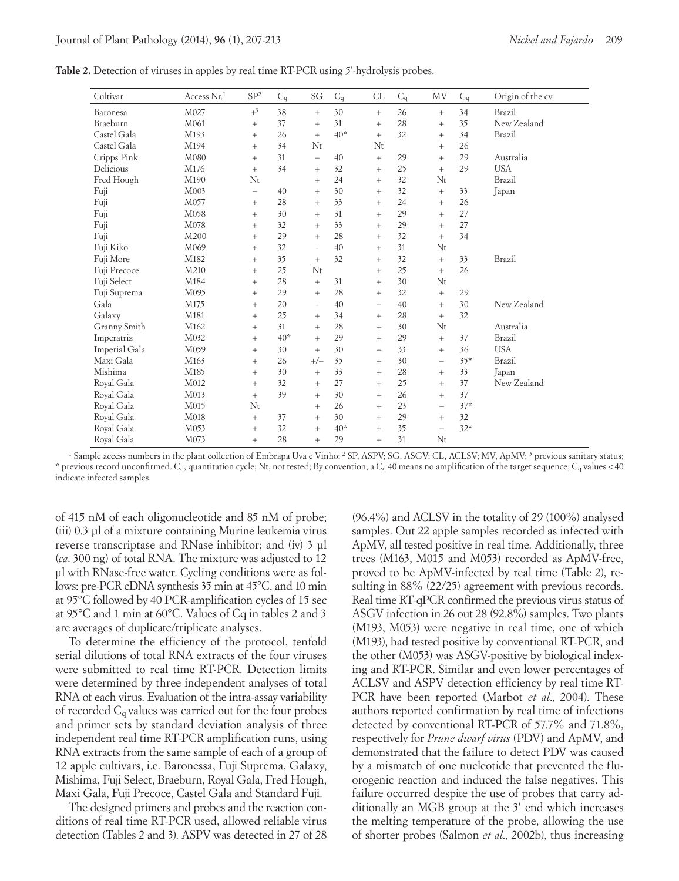**Table 2.** Detection of viruses in apples by real time RT-PCR using 5'-hydrolysis probes.

| Cultivar | Access Nr.[1] | SP[2] | $C_q$ | SG | $C_q$ | CL | $C_q$ | MV | $C_q$ | Origin of the cv. |
|---|---|---|---|---|---|---|---|---|---|---|
| Baronesa | M027 | +[3] | 38 | + | 30 | + | 26 | + | 34 | Brazil |
| Braeburn | M061 | + | 37 | + | 31 | + | 28 | + | 35 | New Zealand |
| Castel Gala | M193 | + | 26 | + | 40* | + | 32 | + | 34 | Brazil |
| Castel Gala | M194 | + | 34 | Nt | | Nt | | + | 26 | |
| Cripps Pink | M080 | + | 31 | – | 40 | + | 29 | + | 29 | Australia |
| Delicious | M176 | + | 34 | + | 32 | + | 25 | + | 29 | USA |
| Fred Hough | M190 | Nt | | + | 24 | + | 32 | Nt | | Brazil |
| Fuji | M003 | – | 40 | + | 30 | + | 32 | + | 33 | Japan |
| Fuji | M057 | + | 28 | + | 33 | + | 24 | + | 26 | |
| Fuji | M058 | + | 30 | + | 31 | + | 29 | + | 27 | |
| Fuji | M078 | + | 32 | + | 33 | + | 29 | + | 27 | |
| Fuji | M200 | + | 29 | + | 28 | + | 32 | + | 34 | |
| Fuji Kiko | M069 | + | 32 | - | 40 | + | 31 | Nt | | |
| Fuji More | M182 | + | 35 | + | 32 | + | 32 | + | 33 | Brazil |
| Fuji Precoce | M210 | + | 25 | Nt | | + | 25 | + | 26 | |
| Fuji Select | M184 | + | 28 | + | 31 | + | 30 | Nt | | |
| Fuji Suprema | M095 | + | 29 | + | 28 | + | 32 | + | 29 | |
| Gala | M175 | + | 20 | - | 40 | – | 40 | + | 30 | New Zealand |
| Galaxy | M181 | + | 25 | + | 34 | + | 28 | + | 32 | |
| Granny Smith | M162 | + | 31 | + | 28 | + | 30 | Nt | | Australia |
| Imperatriz | M032 | + | 40* | + | 29 | + | 29 | + | 37 | Brazil |
| Imperial Gala | M059 | + | 30 | + | 30 | + | 33 | + | 36 | USA |
| Maxi Gala | M163 | + | 26 | +/– | 35 | + | 30 | – | 35* | Brazil |
| Mishima | M185 | + | 30 | + | 33 | + | 28 | + | 33 | Japan |
| Royal Gala | M012 | + | 32 | + | 27 | + | 25 | + | 37 | New Zealand |
| Royal Gala | M013 | + | 39 | + | 30 | + | 26 | + | 37 | |
| Royal Gala | M015 | Nt | | + | 26 | + | 23 | – | 37* | |
| Royal Gala | M018 | + | 37 | + | 30 | + | 29 | + | 32 | |
| Royal Gala | M053 | + | 32 | + | 40* | + | 35 | – | 32* | |
| Royal Gala | M073 | + | 28 | + | 29 | + | 31 | Nt | | |

[1] Sample access numbers in the plant collection of Embrapa Uva e Vinho; [2] SP, ASPV; SG, ASGV; CL, ACLSV; MV, ApMV; [3] previous sanitary status; * previous record unconfirmed. $C_q$, quantitation cycle; Nt, not tested; By convention, a $C_q$ 40 means no amplification of the target sequence; $C_q$ values < 40 indicate infected samples.

of 415 nM of each oligonucleotide and 85 nM of probe; (iii) 0.3 µl of a mixture containing Murine leukemia virus reverse transcriptase and RNase inhibitor; and (iv) 3 µl (*ca*. 300 ng) of total RNA. The mixture was adjusted to 12 µl with RNase-free water. Cycling conditions were as follows: pre-PCR cDNA synthesis 35 min at 45°C, and 10 min at 95°C followed by 40 PCR-amplification cycles of 15 sec at 95°C and 1 min at 60°C. Values of Cq in tables 2 and 3 are averages of duplicate/triplicate analyses.

To determine the efficiency of the protocol, tenfold serial dilutions of total RNA extracts of the four viruses were submitted to real time RT-PCR. Detection limits were determined by three independent analyses of total RNA of each virus. Evaluation of the intra-assay variability of recorded $C_q$ values was carried out for the four probes and primer sets by standard deviation analysis of three independent real time RT-PCR amplification runs, using RNA extracts from the same sample of each of a group of 12 apple cultivars, i.e. Baronessa, Fuji Suprema, Galaxy, Mishima, Fuji Select, Braeburn, Royal Gala, Fred Hough, Maxi Gala, Fuji Precoce, Castel Gala and Standard Fuji.

The designed primers and probes and the reaction conditions of real time RT-PCR used, allowed reliable virus detection (Tables 2 and 3). ASPV was detected in 27 of 28 (96.4%) and ACLSV in the totality of 29 (100%) analysed samples. Out 22 apple samples recorded as infected with ApMV, all tested positive in real time. Additionally, three trees (M163, M015 and M053) recorded as ApMV-free, proved to be ApMV-infected by real time (Table 2), resulting in 88% (22/25) agreement with previous records. Real time RT-qPCR confirmed the previous virus status of ASGV infection in 26 out 28 (92.8%) samples. Two plants (M193, M053) were negative in real time, one of which (M193), had tested positive by conventional RT-PCR, and the other (M053) was ASGV-positive by biological indexing and RT-PCR. Similar and even lower percentages of ACLSV and ASPV detection efficiency by real time RT-PCR have been reported (Marbot *et al*., 2004). These authors reported confirmation by real time of infections detected by conventional RT-PCR of 57.7% and 71.8%, respectively for *Prune dwarf virus* (PDV) and ApMV, and demonstrated that the failure to detect PDV was caused by a mismatch of one nucleotide that prevented the fluorogenic reaction and induced the false negatives. This failure occurred despite the use of probes that carry additionally an MGB group at the 3' end which increases the melting temperature of the probe, allowing the use of shorter probes (Salmon *et al*., 2002b), thus increasing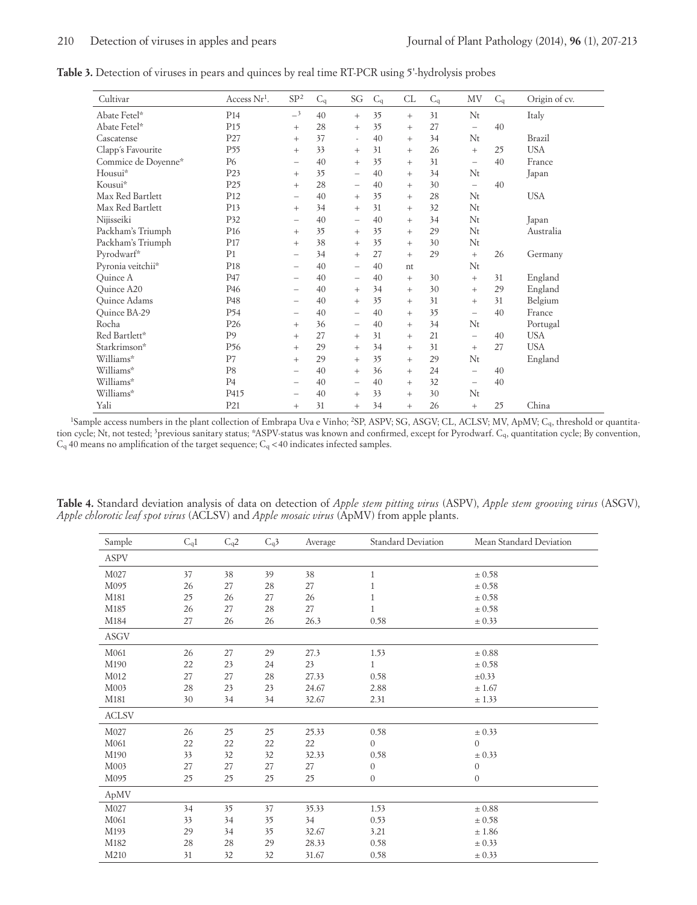**Table 3.** Detection of viruses in pears and quinces by real time RT-PCR using 5'-hydrolysis probes

| Cultivar | Access Nr[1]. | SP[2] | $C_q$ | SG | $C_q$ | CL | $C_q$ | MV | $C_q$ | Origin of cv. |
|---|---|---|---|---|---|---|---|---|---|---|
| Abate Fetel* | P14 | –[3] | 40 | + | 35 | + | 31 | Nt | | Italy |
| Abate Fetel* | P15 | + | 28 | + | 35 | + | 27 | – | 40 | |
| Cascatense | P27 | + | 37 | - | 40 | + | 34 | Nt | | Brazil |
| Clapp's Favourite | P55 | + | 33 | + | 31 | + | 26 | + | 25 | USA |
| Commice de Doyenne* | P6 | – | 40 | + | 35 | + | 31 | – | 40 | France |
| Housui* | P23 | + | 35 | – | 40 | + | 34 | Nt | | Japan |
| Kousui* | P25 | + | 28 | – | 40 | + | 30 | – | 40 | |
| Max Red Bartlett | P12 | – | 40 | + | 35 | + | 28 | Nt | | USA |
| Max Red Bartlett | P13 | + | 34 | + | 31 | + | 32 | Nt | | |
| Nijisseiki | P32 | – | 40 | – | 40 | + | 34 | Nt | | Japan |
| Packham's Triumph | P16 | + | 35 | + | 35 | + | 29 | Nt | | Australia |
| Packham's Triumph | P17 | + | 38 | + | 35 | + | 30 | Nt | | |
| Pyrodwarf* | P1 | – | 34 | + | 27 | + | 29 | + | 26 | Germany |
| Pyronia veitchii* | P18 | – | 40 | – | 40 | nt | | Nt | | |
| Quince A | P47 | – | 40 | – | 40 | + | 30 | + | 31 | England |
| Quince A20 | P46 | – | 40 | + | 34 | + | 30 | + | 29 | England |
| Quince Adams | P48 | – | 40 | + | 35 | + | 31 | + | 31 | Belgium |
| Quince BA-29 | P54 | – | 40 | – | 40 | + | 35 | – | 40 | France |
| Rocha | P26 | + | 36 | – | 40 | + | 34 | Nt | | Portugal |
| Red Bartlett* | P9 | + | 27 | + | 31 | + | 21 | – | 40 | USA |
| Starkrimson* | P56 | + | 29 | + | 34 | + | 31 | + | 27 | USA |
| Williams* | P7 | + | 29 | + | 35 | + | 29 | Nt | | England |
| Williams* | P8 | – | 40 | + | 36 | + | 24 | – | 40 | |
| Williams* | P4 | – | 40 | – | 40 | + | 32 | – | 40 | |
| Williams* | P415 | – | 40 | + | 33 | + | 30 | Nt | | |
| Yali | P21 | + | 31 | + | 34 | + | 26 | + | 25 | China |

[1]Sample access numbers in the plant collection of Embrapa Uva e Vinho; [2]SP, ASPV; SG, ASGV; CL, ACLSV; MV, ApMV; $C_q$, threshold or quantitation cycle; Nt, not tested; [3]previous sanitary status; *ASPV-status was known and confirmed, except for Pyrodwarf. $C_q$, quantitation cycle; By convention, $C_q$ 40 means no amplification of the target sequence; $C_q < 40$ indicates infected samples.

**Table 4.** Standard deviation analysis of data on detection of *Apple stem pitting virus* (ASPV), *Apple stem grooving virus* (ASGV), *Apple chlorotic leaf spot virus* (ACLSV) and *Apple mosaic virus* (ApMV) from apple plants.

| Sample | $C_q1$ | $C_q2$ | $C_q3$ | Average | Standard Deviation | Mean Standard Deviation |
|---|---|---|---|---|---|---|
| ASPV | | | | | | |
| M027 | 37 | 38 | 39 | 38 | 1 | ± 0.58 |
| M095 | 26 | 27 | 28 | 27 | 1 | ± 0.58 |
| M181 | 25 | 26 | 27 | 26 | 1 | ± 0.58 |
| M185 | 26 | 27 | 28 | 27 | 1 | ± 0.58 |
| M184 | 27 | 26 | 26 | 26.3 | 0.58 | ± 0.33 |
| ASGV | | | | | | |
| M061 | 26 | 27 | 29 | 27.3 | 1.53 | ± 0.88 |
| M190 | 22 | 23 | 24 | 23 | 1 | ± 0.58 |
| M012 | 27 | 27 | 28 | 27.33 | 0.58 | ±0.33 |
| M003 | 28 | 23 | 23 | 24.67 | 2.88 | ± 1.67 |
| M181 | 30 | 34 | 34 | 32.67 | 2.31 | ± 1.33 |
| ACLSV | | | | | | |
| M027 | 26 | 25 | 25 | 25.33 | 0.58 | ± 0.33 |
| M061 | 22 | 22 | 22 | 22 | 0 | 0 |
| M190 | 33 | 32 | 32 | 32.33 | 0.58 | ± 0.33 |
| M003 | 27 | 27 | 27 | 27 | 0 | 0 |
| M095 | 25 | 25 | 25 | 25 | 0 | 0 |
| ApMV | | | | | | |
| M027 | 34 | 35 | 37 | 35.33 | 1.53 | ± 0.88 |
| M061 | 33 | 34 | 35 | 34 | 0.53 | ± 0.58 |
| M193 | 29 | 34 | 35 | 32.67 | 3.21 | ± 1.86 |
| M182 | 28 | 28 | 29 | 28.33 | 0.58 | ± 0.33 |
| M210 | 31 | 32 | 32 | 31.67 | 0.58 | ± 0.33 |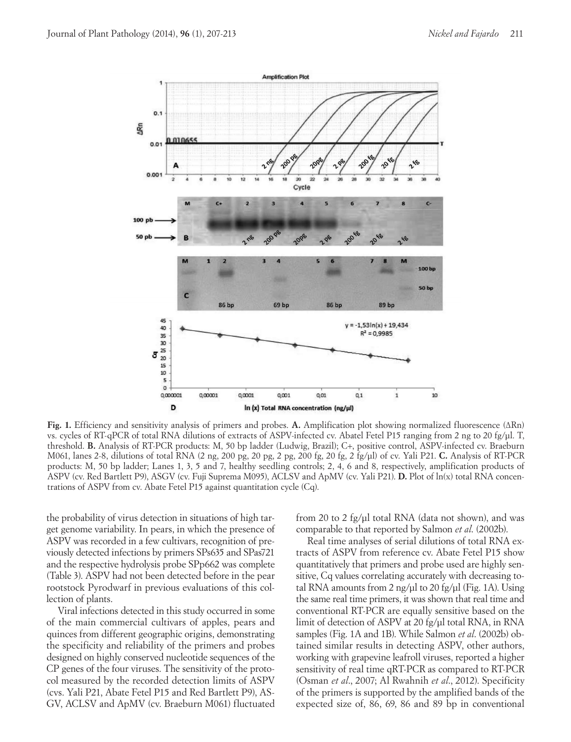**Fig. 1.** Efficiency and sensitivity analysis of primers and probes. **A.** Amplification plot showing normalized fluorescence (ΔRn) vs. cycles of RT-qPCR of total RNA dilutions of extracts of ASPV-infected cv. Abatel Fetel P15 ranging from 2 ng to 20 fg/µl. T, threshold. **B.** Analysis of RT-PCR products: M, 50 bp ladder (Ludwig, Brazil); C+, positive control, ASPV-infected cv. Braeburn M061, lanes 2-8, dilutions of total RNA (2 ng, 200 pg, 20 pg, 2 pg, 200 fg, 20 fg, 2 fg/µl) of cv. Yali P21. **C.** Analysis of RT-PCR products: M, 50 bp ladder; Lanes 1, 3, 5 and 7, healthy seedling controls; 2, 4, 6 and 8, respectively, amplification products of ASPV (cv. Red Bartlett P9), ASGV (cv. Fuji Suprema M095), ACLSV and ApMV (cv. Yali P21). **D.** Plot of ln(x) total RNA concentrations of ASPV from cv. Abate Fetel P15 against quantitation cycle (Cq).

the probability of virus detection in situations of high target genome variability. In pears, in which the presence of ASPV was recorded in a few cultivars, recognition of previously detected infections by primers SPs635 and SPas721 and the respective hydrolysis probe SPp662 was complete (Table 3). ASPV had not been detected before in the pear rootstock Pyrodwarf in previous evaluations of this collection of plants.

Viral infections detected in this study occurred in some of the main commercial cultivars of apples, pears and quinces from different geographic origins, demonstrating the specificity and reliability of the primers and probes designed on highly conserved nucleotide sequences of the CP genes of the four viruses. The sensitivity of the protocol measured by the recorded detection limits of ASPV (cvs. Yali P21, Abate Fetel P15 and Red Bartlett P9), ASGV, ACLSV and ApMV (cv. Braeburn M061) fluctuated from 20 to 2 fg/µl total RNA (data not shown), and was comparable to that reported by Salmon *et al.* (2002b).

Real time analyses of serial dilutions of total RNA extracts of ASPV from reference cv. Abate Fetel P15 show quantitatively that primers and probe used are highly sensitive, Cq values correlating accurately with decreasing total RNA amounts from 2 ng/µl to 20 fg/µl (Fig. 1A). Using the same real time primers, it was shown that real time and conventional RT-PCR are equally sensitive based on the limit of detection of ASPV at 20 fg/µl total RNA, in RNA samples (Fig. 1A and 1B). While Salmon *et al.* (2002b) obtained similar results in detecting ASPV, other authors, working with grapevine leafroll viruses, reported a higher sensitivity of real time qRT-PCR as compared to RT-PCR (Osman *et al.*, 2007; Al Rwahnih *et al.*, 2012). Specificity of the primers is supported by the amplified bands of the expected size of, 86, 69, 86 and 89 bp in conventional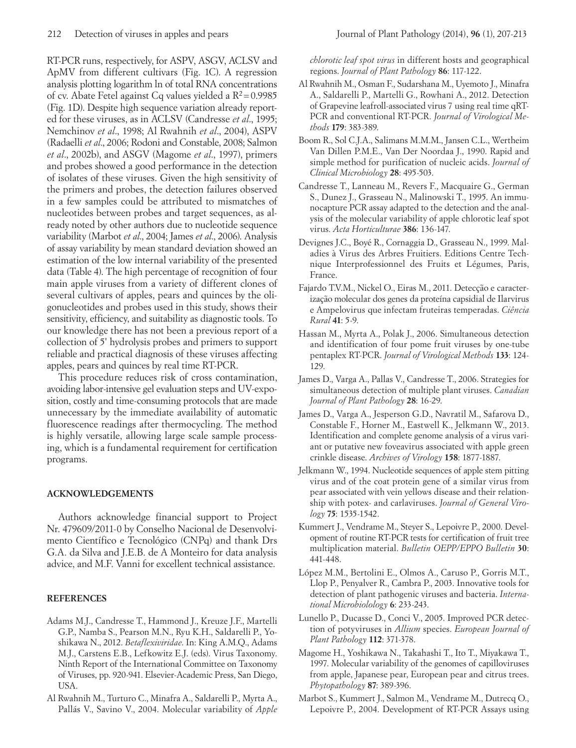RT-PCR runs, respectively, for ASPV, ASGV, ACLSV and ApMV from different cultivars (Fig. 1C). A regression analysis plotting logarithm ln of total RNA concentrations of cv. Abate Fetel against Cq values yielded a $R^2 = 0.9985$ (Fig. 1D). Despite high sequence variation already reported for these viruses, as in ACLSV (Candresse *et al*., 1995; Nemchinov *et al*., 1998; Al Rwahnih *et al*., 2004), ASPV (Radaelli *et al*., 2006; Rodoni and Constable, 2008; Salmon *et al*., 2002b), and ASGV (Magome *et al*., 1997), primers and probes showed a good performance in the detection of isolates of these viruses. Given the high sensitivity of the primers and probes, the detection failures observed in a few samples could be attributed to mismatches of nucleotides between probes and target sequences, as already noted by other authors due to nucleotide sequence variability (Marbot *et al*., 2004; James *et al*., 2006). Analysis of assay variability by mean standard deviation showed an estimation of the low internal variability of the presented data (Table 4). The high percentage of recognition of four main apple viruses from a variety of different clones of several cultivars of apples, pears and quinces by the oligonucleotides and probes used in this study, shows their sensitivity, efficiency, and suitability as diagnostic tools. To our knowledge there has not been a previous report of a collection of 5' hydrolysis probes and primers to support reliable and practical diagnosis of these viruses affecting apples, pears and quinces by real time RT-PCR.

This procedure reduces risk of cross contamination, avoiding labor-intensive gel evaluation steps and UV-exposition, costly and time-consuming protocols that are made unnecessary by the immediate availability of automatic fluorescence readings after thermocycling. The method is highly versatile, allowing large scale sample processing, which is a fundamental requirement for certification programs.

## ACKNOWLEDGEMENTS

Authors acknowledge financial support to Project Nr. 479609/2011-0 by Conselho Nacional de Desenvolvimento Científico e Tecnológico (CNPq) and thank Drs G.A. da Silva and J.E.B. de A Monteiro for data analysis advice, and M.F. Vanni for excellent technical assistance.

## REFERENCES

Adams M.J., Candresse T., Hammond J., Kreuze J.F., Martelli G.P., Namba S., Pearson M.N., Ryu K.H., Saldarelli P., Yoshikawa N., 2012. *Betaflexiviridae*. In: King A.M.Q., Adams M.J., Carstens E.B., Lefkowitz E.J. (eds). Virus Taxonomy. Ninth Report of the International Committee on Taxonomy of Viruses, pp. 920-941. Elsevier-Academic Press, San Diego, USA.

Al Rwahnih M., Turturo C., Minafra A., Saldarelli P., Myrta A., Pallás V., Savino V., 2004. Molecular variability of *Apple chlorotic leaf spot virus* in different hosts and geographical regions. *Journal of Plant Pathology* **86**: 117-122.

Al Rwahnih M., Osman F., Sudarshana M., Uyemoto J., Minafra A., Saldarelli P., Martelli G., Rowhani A., 2012. Detection of Grapevine leafroll-associated virus 7 using real time qRT-PCR and conventional RT-PCR. *Journal of Virological Methods* **179**: 383-389.

Boom R., Sol C.J.A., Salimans M.M.M., Jansen C.L., Wertheim Van Dillen P.M.E., Van Der Noordaa J., 1990. Rapid and simple method for purification of nucleic acids. *Journal of Clinical Microbiology* **28**: 495-503.

Candresse T., Lanneau M., Revers F., Macquaire G., German S., Dunez J., Grasseau N., Malinowski T., 1995. An immunocapture PCR assay adapted to the detection and the analysis of the molecular variability of apple chlorotic leaf spot virus. *Acta Horticulturae* **386**: 136-147.

Devignes J.C., Boyé R., Cornaggia D., Grasseau N., 1999. Maladies à Virus des Arbres Fruitiers. Editions Centre Technique Interprofessionnel des Fruits et Légumes, Paris, France.

Fajardo T.V.M., Nickel O., Eiras M., 2011. Detecção e caracterização molecular dos genes da proteína capsidial de Ilarvirus e Ampelovirus que infectam fruteiras temperadas. *Ciência Rural* **41**: 5-9.

Hassan M., Myrta A., Polak J., 2006. Simultaneous detection and identification of four pome fruit viruses by one-tube pentaplex RT-PCR. *Journal of Virological Methods* **133**: 124-129.

James D., Varga A., Pallas V., Candresse T., 2006. Strategies for simultaneous detection of multiple plant viruses. *Canadian Journal of Plant Pathology* **28**: 16-29.

James D., Varga A., Jesperson G.D., Navratil M., Safarova D., Constable F., Horner M., Eastwell K., Jelkmann W., 2013. Identification and complete genome analysis of a virus variant or putative new foveavirus associated with apple green crinkle disease. *Archives of Virology* **158**: 1877-1887.

Jelkmann W., 1994. Nucleotide sequences of apple stem pitting virus and of the coat protein gene of a similar virus from pear associated with vein yellows disease and their relationship with potex- and carlaviruses. *Journal of General Virology* **75**: 1535-1542.

Kummert J., Vendrame M., Steyer S., Lepoivre P., 2000. Development of routine RT-PCR tests for certification of fruit tree multiplication material. *Bulletin OEPP/EPPO Bulletin* **30**: 441-448.

López M.M., Bertolini E., Olmos A., Caruso P., Gorris M.T., Llop P., Penyalver R., Cambra P., 2003. Innovative tools for detection of plant pathogenic viruses and bacteria. *International Microbiolology* **6**: 233-243.

Lunello P., Ducasse D., Conci V., 2005. Improved PCR detection of potyviruses in *Allium* species. *European Journal of Plant Pathology* **112**: 371-378.

Magome H., Yoshikawa N., Takahashi T., Ito T., Miyakawa T., 1997. Molecular variability of the genomes of capilloviruses from apple, Japanese pear, European pear and citrus trees. *Phytopathology* **87**: 389-396.

Marbot S., Kummert J., Salmon M., Vendrame M., Dutrecq O., Lepoivre P., 2004. Development of RT-PCR Assays using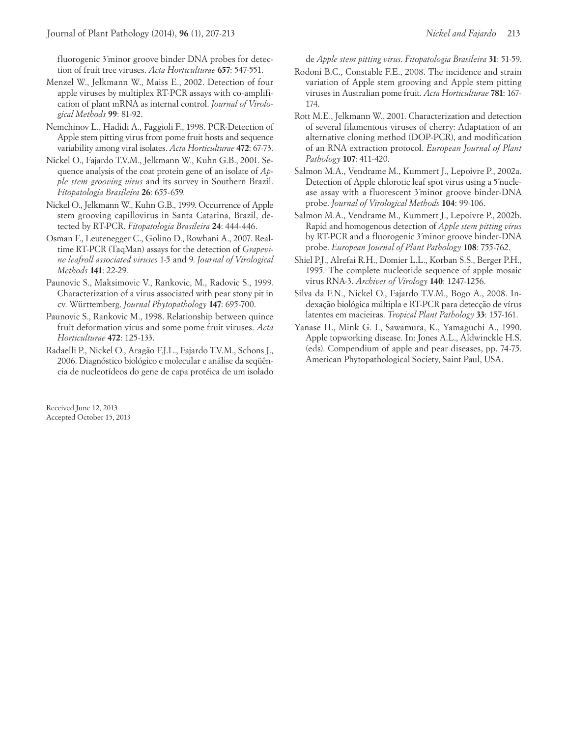fluorogenic 3´minor groove binder DNA probes for detection of fruit tree viruses. *Acta Horticulturae* **657**: 547-551.

Menzel W., Jelkmann W., Maiss E., 2002. Detection of four apple viruses by multiplex RT-PCR assays with co-amplification of plant mRNA as internal control. *Journal of Virological Methods* **99**: 81-92.

Nemchinov L., Hadidi A., Faggioli F., 1998. PCR-Detection of Apple stem pitting virus from pome fruit hosts and sequence variability among viral isolates. *Acta Horticulturae* **472**: 67-73.

Nickel O., Fajardo T.V.M., Jelkmann W., Kuhn G.B., 2001. Sequence analysis of the coat protein gene of an isolate of *Apple stem grooving virus* and its survey in Southern Brazil. *Fitopatologia Brasileira* **26**: 655-659.

Nickel O., Jelkmann W., Kuhn G.B., 1999. Occurrence of Apple stem grooving capillovirus in Santa Catarina, Brazil, detected by RT-PCR. *Fitopatologia Brasileira* **24**: 444-446.

Osman F., Leutenegger C., Golino D., Rowhani A., 2007. Real-time RT-PCR (TaqMan) assays for the detection of *Grapevine leafroll associated viruses* 1-5 and 9. *Journal of Virological Methods* **141**: 22-29.

Paunovic S., Maksimovic V., Rankovic, M., Radovic S., 1999. Characterization of a virus associated with pear stony pit in cv. Württemberg. *Journal Phytopathology* **147**: 695-700.

Paunovic S., Rankovic M., 1998. Relationship between quince fruit deformation virus and some pome fruit viruses. *Acta Horticulturae* **472**: 125-133.

Radaelli P., Nickel O., Aragão F.J.L., Fajardo T.V.M., Schons J., 2006. Diagnóstico biológico e molecular e análise da seqüência de nucleotídeos do gene de capa protéica de um isolado de *Apple stem pitting virus*. *Fitopatologia Brasileira* **31**: 51-59.

Rodoni B.C., Constable F.E., 2008. The incidence and strain variation of Apple stem grooving and Apple stem pitting viruses in Australian pome fruit. *Acta Horticulturae* **781**: 167-174.

Rott M.E., Jelkmann W., 2001. Characterization and detection of several filamentous viruses of cherry: Adaptation of an alternative cloning method (DOP-PCR), and modification of an RNA extraction protocol. *European Journal of Plant Pathology* **107**: 411-420.

Salmon M.A., Vendrame M., Kummert J., Lepoivre P., 2002a. Detection of Apple chlorotic leaf spot virus using a 5´nuclease assay with a fluorescent 3´minor groove binder-DNA probe. *Journal of Virological Methods* **104**: 99-106.

Salmon M.A., Vendrame M., Kummert J., Lepoivre P., 2002b. Rapid and homogenous detection of *Apple stem pitting virus* by RT-PCR and a fluorogenic 3´minor groove binder-DNA probe. *European Journal of Plant Pathology* **108**: 755-762.

Shiel P.J., Alrefai R.H., Domier L.L., Korban S.S., Berger P.H., 1995. The complete nucleotide sequence of apple mosaic virus RNA-3. *Archives of Virology* **140**: 1247-1256.

Silva da F.N., Nickel O., Fajardo T.V.M., Bogo A., 2008. Indexação biológica múltipla e RT-PCR para detecção de vírus latentes em macieiras. *Tropical Plant Pathology* **33**: 157-161.

Yanase H., Mink G. I., Sawamura, K., Yamaguchi A., 1990. Apple topworking disease. In: Jones A.L., Aldwinckle H.S. (eds). Compendium of apple and pear diseases, pp. 74-75. American Phytopathological Society, Saint Paul, USA.

Received June 12, 2013
Accepted October 15, 2013